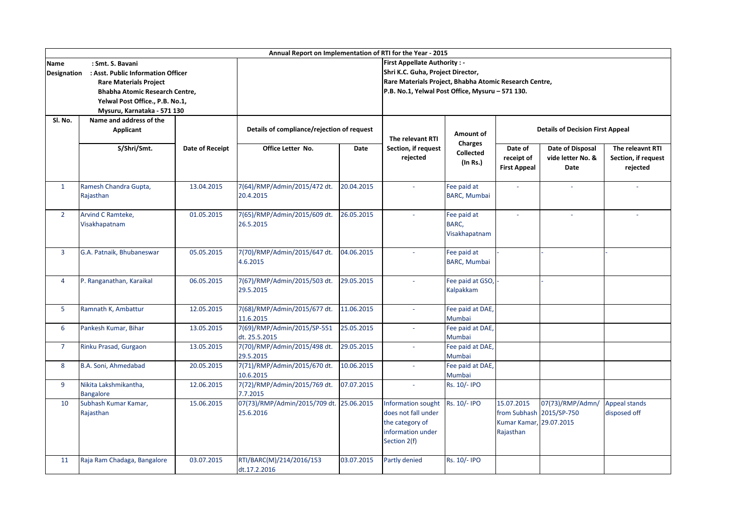# Annual Report on Implementation of RTI for the Year - 2015

**Name** : Smt. S. Bavani
**Designation** : Asst. Public Information Officer
**Rare Materials Project**
**Bhabha Atomic Research Centre,**
**Yelwal Post Office., P.B. No.1,**
**Mysuru, Karnataka - 571 130**

**First Appellate Authority : -**
**Shri K.C. Guha, Project Director,**
**Rare Materials Project, Bhabha Atomic Research Centre,**
**P.B. No.1, Yelwal Post Office, Mysuru – 571 130.**

| Sl. No. | Name and address of the Applicant | | Details of compliance/rejection of request | | The relevant RTI Section, if request rejected | Amount of Charges Collected (In Rs.) | Details of Decision First Appeal | | |
|---|---|---|---|---|---|---|---|---|---|
| | S/Shri/Smt. | Date of Receipt | Office Letter No. | Date | | | Date of receipt of First Appeal | Date of Disposal vide letter No. & Date | The releavnt RTI Section, if request rejected |
| 1 | Ramesh Chandra Gupta, Rajasthan | 13.04.2015 | 7(64)/RMP/Admin/2015/472 dt. 20.4.2015 | 20.04.2015 | - | Fee paid at BARC, Mumbai | - | - | - |
| 2 | Arvind C Ramteke, Visakhapatnam | 01.05.2015 | 7(65)/RMP/Admin/2015/609 dt. 26.5.2015 | 26.05.2015 | - | Fee paid at BARC, Visakhapatnam | - | - | - |
| 3 | G.A. Patnaik, Bhubaneswar | 05.05.2015 | 7(70)/RMP/Admin/2015/647 dt. 4.6.2015 | 04.06.2015 | - | Fee paid at BARC, Mumbai | - | - | - |
| 4 | P. Ranganathan, Karaikal | 06.05.2015 | 7(67)/RMP/Admin/2015/503 dt. 29.5.2015 | 29.05.2015 | - | Fee paid at GSO, Kalpakkam | - | - | |
| 5 | Ramnath K, Ambattur | 12.05.2015 | 7(68)/RMP/Admin/2015/677 dt. 11.6.2015 | 11.06.2015 | - | Fee paid at DAE, Mumbai | | | |
| 6 | Pankesh Kumar, Bihar | 13.05.2015 | 7(69)/RMP/Admin/2015/SP-551 dt. 25.5.2015 | 25.05.2015 | - | Fee paid at DAE, Mumbai | | | |
| 7 | Rinku Prasad, Gurgaon | 13.05.2015 | 7(70)/RMP/Admin/2015/498 dt. 29.5.2015 | 29.05.2015 | - | Fee paid at DAE, Mumbai | | | |
| 8 | B.A. Soni, Ahmedabad | 20.05.2015 | 7(71)/RMP/Admin/2015/670 dt. 10.6.2015 | 10.06.2015 | - | Fee paid at DAE, Mumbai | | | |
| 9 | Nikita Lakshmikantha, Bangalore | 12.06.2015 | 7(72)/RMP/Admin/2015/769 dt. 7.7.2015 | 07.07.2015 | - | Rs. 10/- IPO | | | |
| 10 | Subhash Kumar Kamar, Rajasthan | 15.06.2015 | 07(73)/RMP/Admin/2015/709 dt. 25.6.2016 | 25.06.2015 | Information sought does not fall under the category of information under Section 2(f) | Rs. 10/- IPO | 15.07.2015 from Subhash Kumar Kamar, Rajasthan | 07(73)/RMP/Admn/ 2015/SP-750 29.07.2015 | Appeal stands disposed off |
| 11 | Raja Ram Chadaga, Bangalore | 03.07.2015 | RTI/BARC(M)/214/2016/153 dt.17.2.2016 | 03.07.2015 | Partly denied | Rs. 10/- IPO | | | |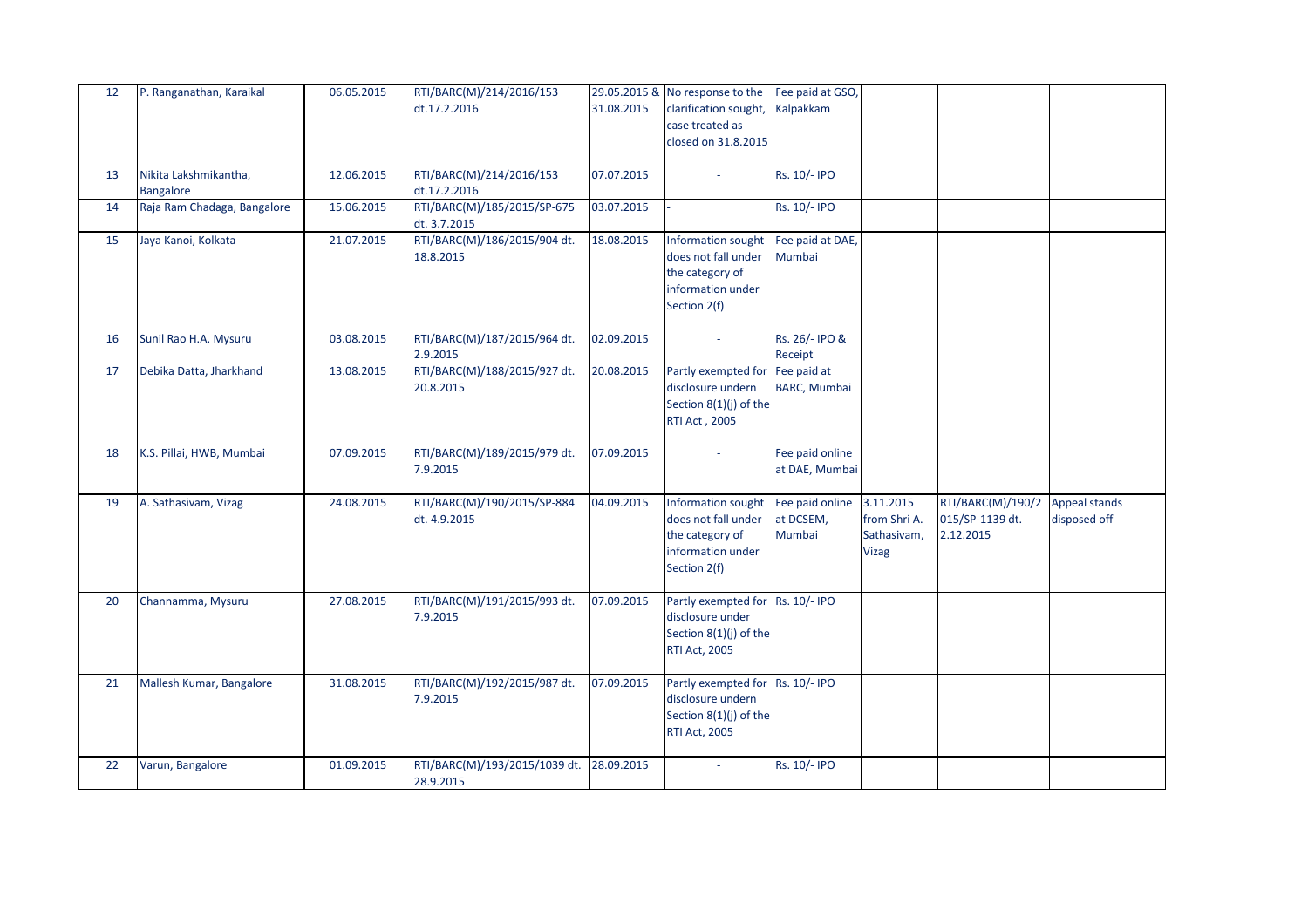| 12 | P. Ranganathan, Karaikal | 06.05.2015 | RTI/BARC(M)/214/2016/153 dt.17.2.2016 | 29.05.2015 & 31.08.2015 | No response to the clarification sought, case treated as closed on 31.8.2015 | Fee paid at GSO, Kalpakkam | | | |
|---|---|---|---|---|---|---|---|---|---|
| 13 | Nikita Lakshmikantha, Bangalore | 12.06.2015 | RTI/BARC(M)/214/2016/153 dt.17.2.2016 | 07.07.2015 | - | Rs. 10/- IPO | | | |
| 14 | Raja Ram Chadaga, Bangalore | 15.06.2015 | RTI/BARC(M)/185/2015/SP-675 dt. 3.7.2015 | 03.07.2015 | - | Rs. 10/- IPO | | | |
| 15 | Jaya Kanoi, Kolkata | 21.07.2015 | RTI/BARC(M)/186/2015/904 dt. 18.8.2015 | 18.08.2015 | Information sought does not fall under the category of information under Section 2(f) | Fee paid at DAE, Mumbai | | | |
| 16 | Sunil Rao H.A. Mysuru | 03.08.2015 | RTI/BARC(M)/187/2015/964 dt. 2.9.2015 | 02.09.2015 | - | Rs. 26/- IPO & Receipt | | | |
| 17 | Debika Datta, Jharkhand | 13.08.2015 | RTI/BARC(M)/188/2015/927 dt. 20.8.2015 | 20.08.2015 | Partly exempted for disclosure undern Section 8(1)(j) of the RTI Act , 2005 | Fee paid at BARC, Mumbai | | | |
| 18 | K.S. Pillai, HWB, Mumbai | 07.09.2015 | RTI/BARC(M)/189/2015/979 dt. 7.9.2015 | 07.09.2015 | - | Fee paid online at DAE, Mumbai | | | |
| 19 | A. Sathasivam, Vizag | 24.08.2015 | RTI/BARC(M)/190/2015/SP-884 dt. 4.9.2015 | 04.09.2015 | Information sought does not fall under the category of information under Section 2(f) | Fee paid online at DCSEM, Mumbai | 3.11.2015 from Shri A. Sathasivam, Vizag | RTI/BARC(M)/190/2015/SP-1139 dt. 2.12.2015 | Appeal stands disposed off |
| 20 | Channamma, Mysuru | 27.08.2015 | RTI/BARC(M)/191/2015/993 dt. 7.9.2015 | 07.09.2015 | Partly exempted for disclosure under Section 8(1)(j) of the RTI Act, 2005 | Rs. 10/- IPO | | | |
| 21 | Mallesh Kumar, Bangalore | 31.08.2015 | RTI/BARC(M)/192/2015/987 dt. 7.9.2015 | 07.09.2015 | Partly exempted for disclosure undern Section 8(1)(j) of the RTI Act, 2005 | Rs. 10/- IPO | | | |
| 22 | Varun, Bangalore | 01.09.2015 | RTI/BARC(M)/193/2015/1039 dt. 28.9.2015 | 28.09.2015 | - | Rs. 10/- IPO | | | |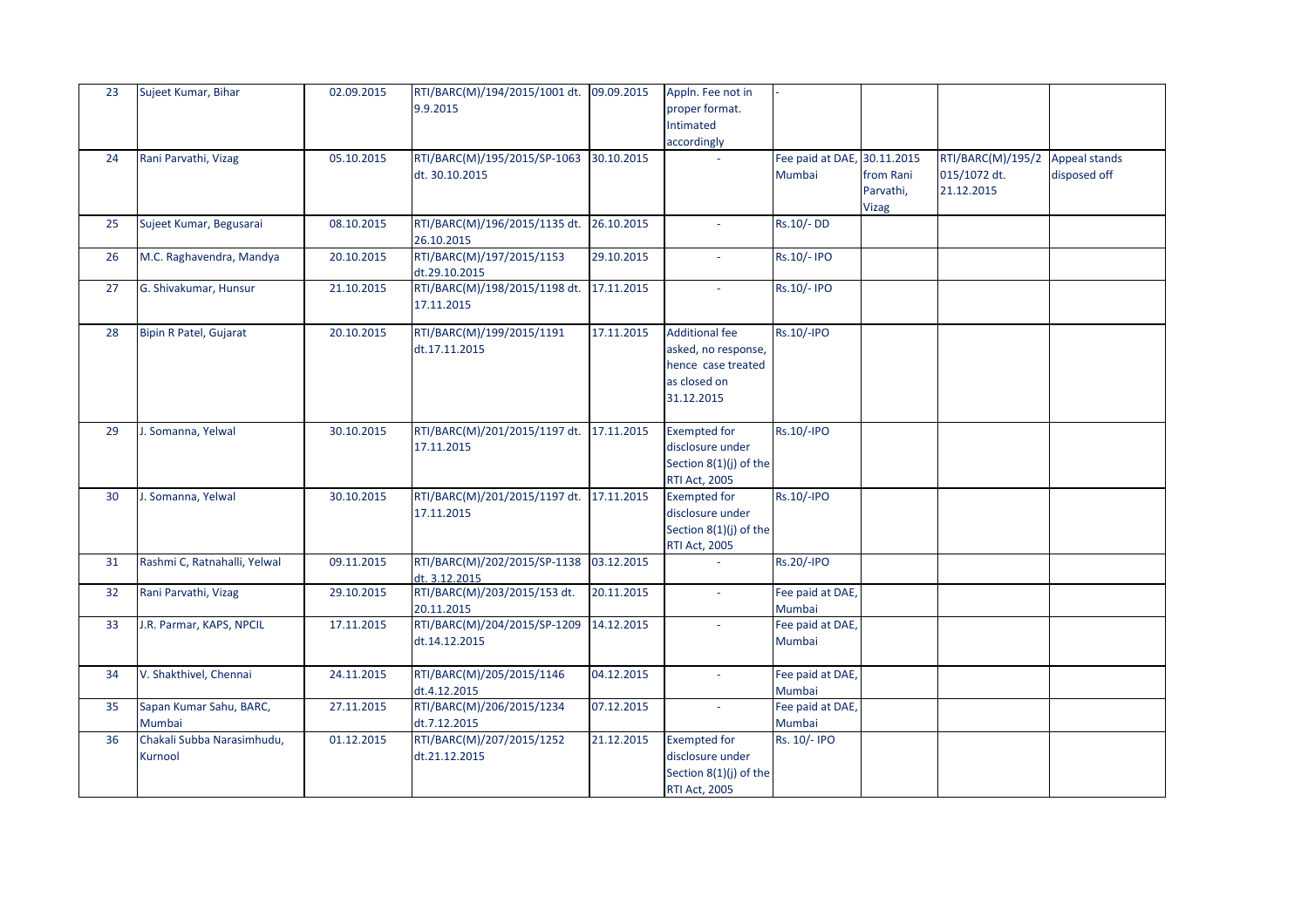| 23 | Sujeet Kumar, Bihar | 02.09.2015 | RTI/BARC(M)/194/2015/1001 dt. 9.9.2015 | 09.09.2015 | Appln. Fee not in proper format. Intimated accordingly | - | | | |
|---|---|---|---|---|---|---|---|---|---|
| 24 | Rani Parvathi, Vizag | 05.10.2015 | RTI/BARC(M)/195/2015/SP-1063 dt. 30.10.2015 | 30.10.2015 | - | Fee paid at DAE, Mumbai | 30.11.2015 from Rani Parvathi, Vizag | RTI/BARC(M)/195/2015/1072 dt. 21.12.2015 | Appeal stands disposed off |
| 25 | Sujeet Kumar, Begusarai | 08.10.2015 | RTI/BARC(M)/196/2015/1135 dt. 26.10.2015 | 26.10.2015 | - | Rs.10/- DD | | | |
| 26 | M.C. Raghavendra, Mandya | 20.10.2015 | RTI/BARC(M)/197/2015/1153 dt.29.10.2015 | 29.10.2015 | - | Rs.10/- IPO | | | |
| 27 | G. Shivakumar, Hunsur | 21.10.2015 | RTI/BARC(M)/198/2015/1198 dt. 17.11.2015 | 17.11.2015 | - | Rs.10/- IPO | | | |
| 28 | Bipin R Patel, Gujarat | 20.10.2015 | RTI/BARC(M)/199/2015/1191 dt.17.11.2015 | 17.11.2015 | Additional fee asked, no response, hence case treated as closed on 31.12.2015 | Rs.10/-IPO | | | |
| 29 | J. Somanna, Yelwal | 30.10.2015 | RTI/BARC(M)/201/2015/1197 dt. 17.11.2015 | 17.11.2015 | Exempted for disclosure under Section 8(1)(j) of the RTI Act, 2005 | Rs.10/-IPO | | | |
| 30 | J. Somanna, Yelwal | 30.10.2015 | RTI/BARC(M)/201/2015/1197 dt. 17.11.2015 | 17.11.2015 | Exempted for disclosure under Section 8(1)(j) of the RTI Act, 2005 | Rs.10/-IPO | | | |
| 31 | Rashmi C, Ratnahalli, Yelwal | 09.11.2015 | RTI/BARC(M)/202/2015/SP-1138 dt. 3.12.2015 | 03.12.2015 | - | Rs.20/-IPO | | | |
| 32 | Rani Parvathi, Vizag | 29.10.2015 | RTI/BARC(M)/203/2015/153 dt. 20.11.2015 | 20.11.2015 | - | Fee paid at DAE, Mumbai | | | |
| 33 | J.R. Parmar, KAPS, NPCIL | 17.11.2015 | RTI/BARC(M)/204/2015/SP-1209 dt.14.12.2015 | 14.12.2015 | - | Fee paid at DAE, Mumbai | | | |
| 34 | V. Shakthivel, Chennai | 24.11.2015 | RTI/BARC(M)/205/2015/1146 dt.4.12.2015 | 04.12.2015 | - | Fee paid at DAE, Mumbai | | | |
| 35 | Sapan Kumar Sahu, BARC, Mumbai | 27.11.2015 | RTI/BARC(M)/206/2015/1234 dt.7.12.2015 | 07.12.2015 | - | Fee paid at DAE, Mumbai | | | |
| 36 | Chakali Subba Narasimhudu, Kurnool | 01.12.2015 | RTI/BARC(M)/207/2015/1252 dt.21.12.2015 | 21.12.2015 | Exempted for disclosure under Section 8(1)(j) of the RTI Act, 2005 | Rs. 10/- IPO | | | |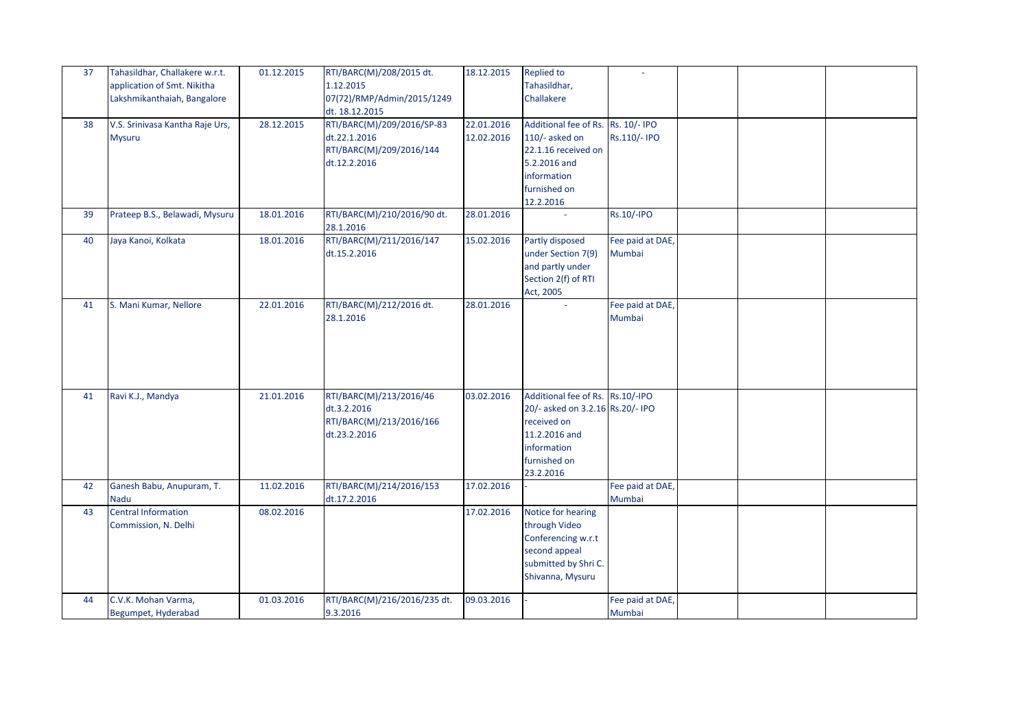| | | | | | | | | | |
|---|---|---|---|---|---|---|---|---|---|
| 37 | Tahasildhar, Challakere w.r.t. application of Smt. Nikitha Lakshmikanthaiah, Bangalore | 01.12.2015 | RTI/BARC(M)/208/2015 dt. 1.12.2015 07(72)/RMP/Admin/2015/1249 dt. 18.12.2015 | 18.12.2015 | Replied to Tahasildhar, Challakere | - | | | |
| 38 | V.S. Srinivasa Kantha Raje Urs, Mysuru | 28.12.2015 | RTI/BARC(M)/209/2016/SP-83 dt.22.1.2016 RTI/BARC(M)/209/2016/144 dt.12.2.2016 | 22.01.2016 12.02.2016 | Additional fee of Rs. 110/- asked on 22.1.16 received on 5.2.2016 and information furnished on 12.2.2016 | Rs. 10/- IPO Rs.110/- IPO | | | |
| 39 | Prateep B.S., Belawadi, Mysuru | 18.01.2016 | RTI/BARC(M)/210/2016/90 dt. 28.1.2016 | 28.01.2016 | - | Rs.10/-IPO | | | |
| 40 | Jaya Kanoi, Kolkata | 18.01.2016 | RTI/BARC(M)/211/2016/147 dt.15.2.2016 | 15.02.2016 | Partly disposed under Section 7(9) and partly under Section 2(f) of RTI Act, 2005 | Fee paid at DAE, Mumbai | | | |
| 41 | S. Mani Kumar, Nellore | 22.01.2016 | RTI/BARC(M)/212/2016 dt. 28.1.2016 | 28.01.2016 | - | Fee paid at DAE, Mumbai | | | |
| 41 | Ravi K.J., Mandya | 21.01.2016 | RTI/BARC(M)/213/2016/46 dt.3.2.2016 RTI/BARC(M)/213/2016/166 dt.23.2.2016 | 03.02.2016 | Additional fee of Rs. 20/- asked on 3.2.16 received on 11.2.2016 and information furnished on 23.2.2016 | Rs.10/-IPO Rs.20/- IPO | | | |
| 42 | Ganesh Babu, Anupuram, T. Nadu | 11.02.2016 | RTI/BARC(M)/214/2016/153 dt.17.2.2016 | 17.02.2016 | - | Fee paid at DAE, Mumbai | | | |
| 43 | Central Information Commission, N. Delhi | 08.02.2016 | | 17.02.2016 | Notice for hearing through Video Conferencing w.r.t second appeal submitted by Shri C. Shivanna, Mysuru | | | | |
| 44 | C.V.K. Mohan Varma, Begumpet, Hyderabad | 01.03.2016 | RTI/BARC(M)/216/2016/235 dt. 9.3.2016 | 09.03.2016 | - | Fee paid at DAE, Mumbai | | | |